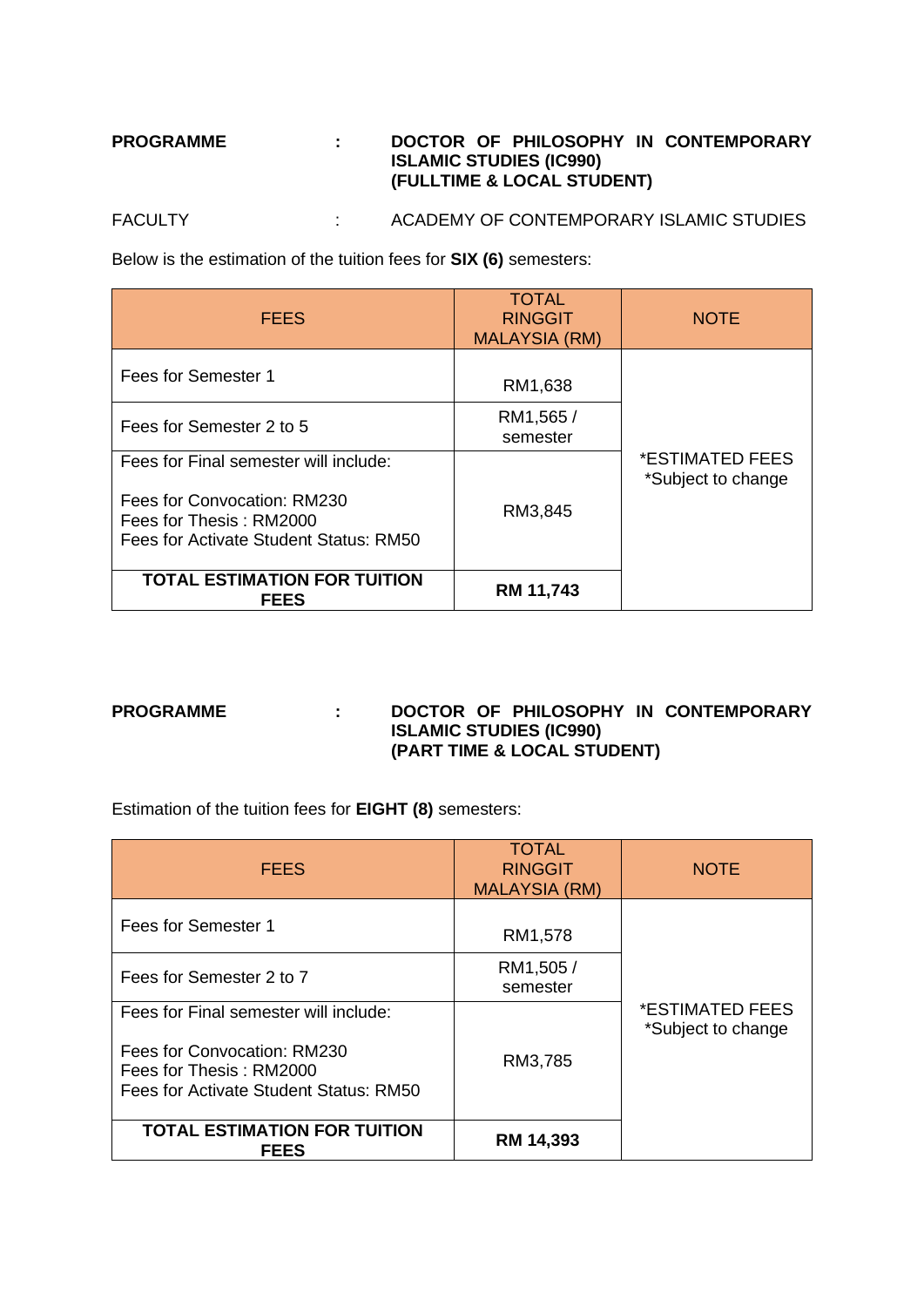**PROGRAMME : DOCTOR OF PHILOSOPHY IN CONTEMPORARY ISLAMIC STUDIES (IC990) (FULLTIME & LOCAL STUDENT)**

FACULTY : ACADEMY OF CONTEMPORARY ISLAMIC STUDIES

Below is the estimation of the tuition fees for **SIX (6)** semesters:

| FEES | TOTAL RINGGIT MALAYSIA (RM) | NOTE |
|---|---|---|
| Fees for Semester 1 | RM1,638 | *ESTIMATED FEES *Subject to change |
| Fees for Semester 2 to 5 | RM1,565 / semester | |
| Fees for Final semester will include:<br><br>Fees for Convocation: RM230<br>Fees for Thesis : RM2000<br>Fees for Activate Student Status: RM50 | RM3,845 | |
| **TOTAL ESTIMATION FOR TUITION FEES** | **RM 11,743** | |

**PROGRAMME : DOCTOR OF PHILOSOPHY IN CONTEMPORARY ISLAMIC STUDIES (IC990) (PART TIME & LOCAL STUDENT)**

Estimation of the tuition fees for **EIGHT (8)** semesters:

| FEES | TOTAL RINGGIT MALAYSIA (RM) | NOTE |
|---|---|---|
| Fees for Semester 1 | RM1,578 | *ESTIMATED FEES *Subject to change |
| Fees for Semester 2 to 7 | RM1,505 / semester | |
| Fees for Final semester will include:<br><br>Fees for Convocation: RM230<br>Fees for Thesis : RM2000<br>Fees for Activate Student Status: RM50 | RM3,785 | |
| **TOTAL ESTIMATION FOR TUITION FEES** | **RM 14,393** | |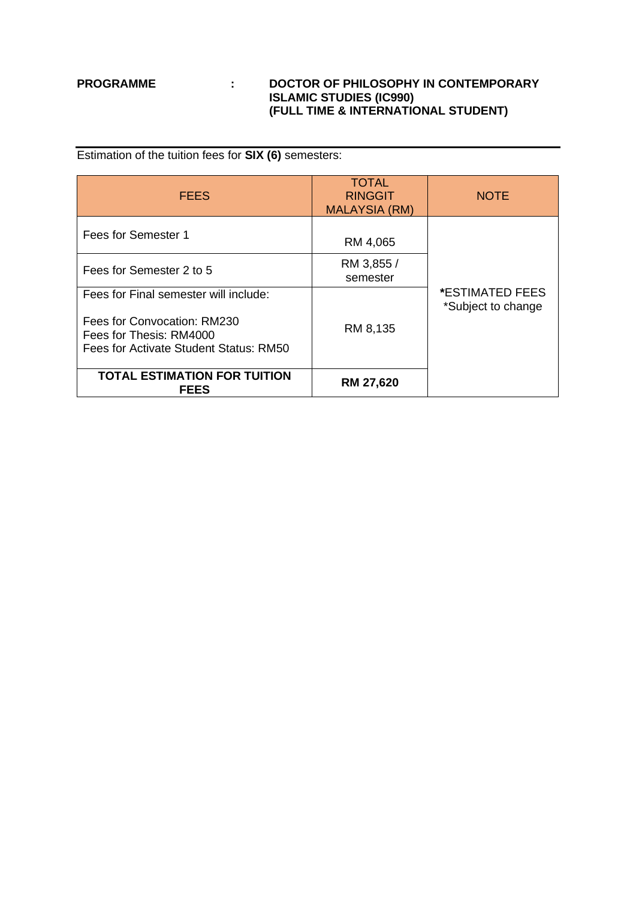**PROGRAMME : DOCTOR OF PHILOSOPHY IN CONTEMPORARY ISLAMIC STUDIES (IC990) (FULL TIME & INTERNATIONAL STUDENT)**

Estimation of the tuition fees for **SIX (6)** semesters:

| FEES | TOTAL RINGGIT MALAYSIA (RM) | NOTE |
|---|---|---|
| Fees for Semester 1 | RM 4,065 | ***ESTIMATED FEES** *Subject to change |
| Fees for Semester 2 to 5 | RM 3,855 / semester | |
| Fees for Final semester will include:<br><br>Fees for Convocation: RM230<br>Fees for Thesis: RM4000<br>Fees for Activate Student Status: RM50 | RM 8,135 | |
| **TOTAL ESTIMATION FOR TUITION FEES** | **RM 27,620** | |